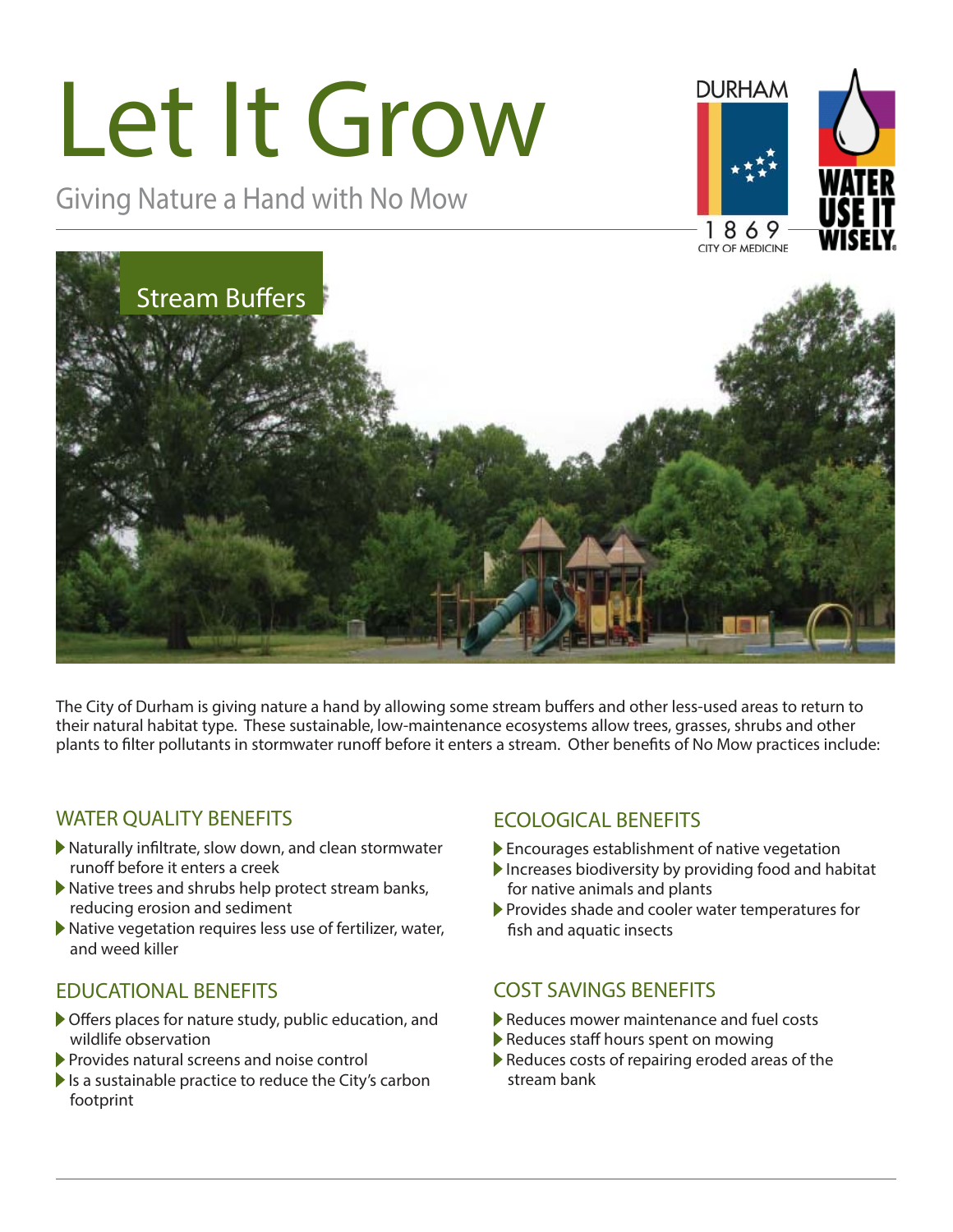# Let It Grow

Giving Nature a Hand with No Mow

DURHAM 1869 CITY OF MEDICINE

WATER USE IT WISELY.

## Stream Buffers

The City of Durham is giving nature a hand by allowing some stream buffers and other less-used areas to return to their natural habitat type. These sustainable, low-maintenance ecosystems allow trees, grasses, shrubs and other plants to filter pollutants in stormwater runoff before it enters a stream. Other benefits of No Mow practices include:

### WATER QUALITY BENEFITS

- Naturally infiltrate, slow down, and clean stormwater runoff before it enters a creek
- Native trees and shrubs help protect stream banks, reducing erosion and sediment
- Native vegetation requires less use of fertilizer, water, and weed killer

### EDUCATIONAL BENEFITS

- Offers places for nature study, public education, and wildlife observation
- Provides natural screens and noise control
- Is a sustainable practice to reduce the City's carbon footprint

### ECOLOGICAL BENEFITS

- Encourages establishment of native vegetation
- Increases biodiversity by providing food and habitat for native animals and plants
- Provides shade and cooler water temperatures for fish and aquatic insects

### COST SAVINGS BENEFITS

- Reduces mower maintenance and fuel costs
- Reduces staff hours spent on mowing
- Reduces costs of repairing eroded areas of the stream bank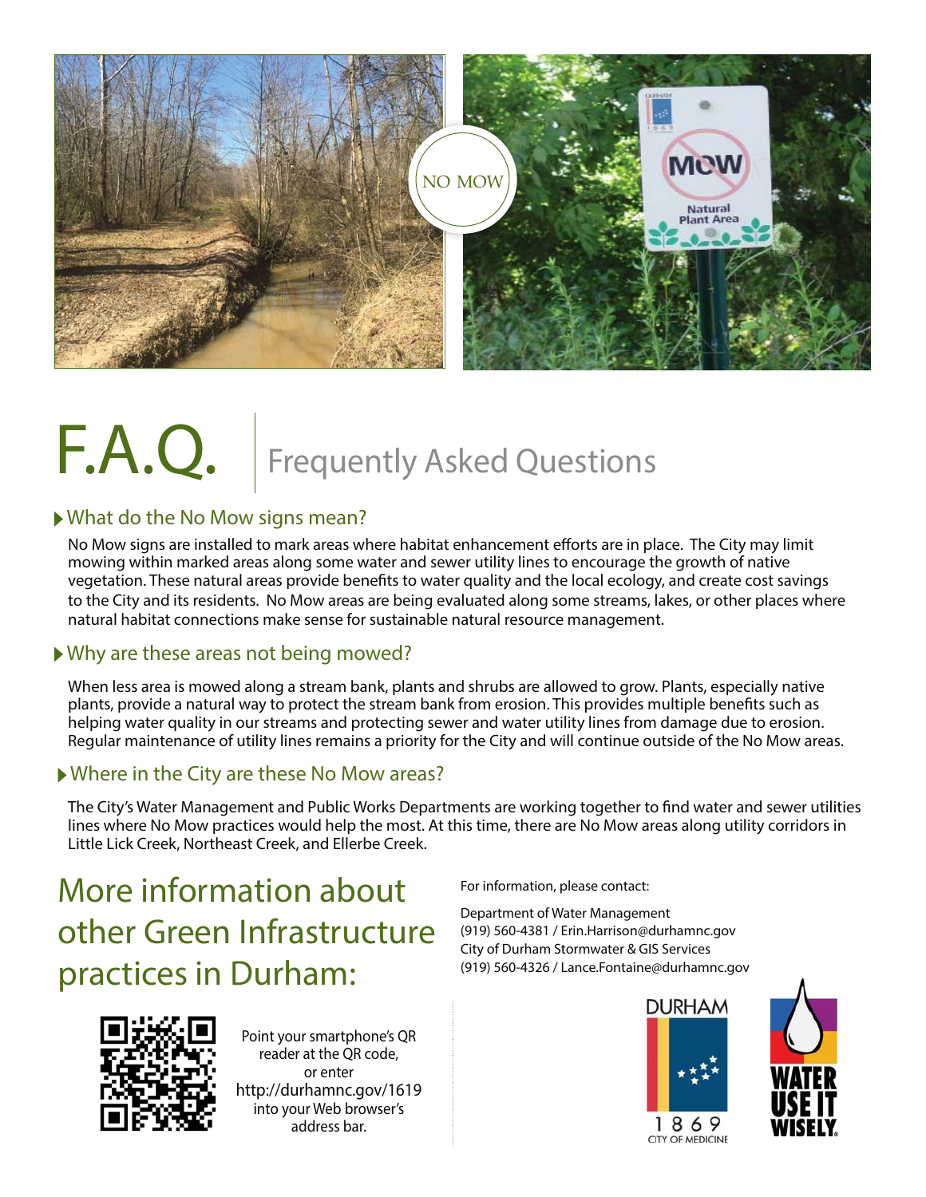NO MOW

# F.A.Q. Frequently Asked Questions

### What do the No Mow signs mean?

No Mow signs are installed to mark areas where habitat enhancement efforts are in place. The City may limit mowing within marked areas along some water and sewer utility lines to encourage the growth of native vegetation. These natural areas provide benefits to water quality and the local ecology, and create cost savings to the City and its residents. No Mow areas are being evaluated along some streams, lakes, or other places where natural habitat connections make sense for sustainable natural resource management.

### Why are these areas not being mowed?

When less area is mowed along a stream bank, plants and shrubs are allowed to grow. Plants, especially native plants, provide a natural way to protect the stream bank from erosion. This provides multiple benefits such as helping water quality in our streams and protecting sewer and water utility lines from damage due to erosion. Regular maintenance of utility lines remains a priority for the City and will continue outside of the No Mow areas.

### Where in the City are these No Mow areas?

The City's Water Management and Public Works Departments are working together to find water and sewer utilities lines where No Mow practices would help the most. At this time, there are No Mow areas along utility corridors in Little Lick Creek, Northeast Creek, and Ellerbe Creek.

## More information about other Green Infrastructure practices in Durham:

Point your smartphone's QR reader at the QR code, or enter http://durhamnc.gov/1619 into your Web browser's address bar.

For information, please contact:

Department of Water Management
(919) 560-4381 / Erin.Harrison@durhamnc.gov
City of Durham Stormwater & GIS Services
(919) 560-4326 / Lance.Fontaine@durhamnc.gov

DURHAM 1869 CITY OF MEDICINE

WATER USE IT WISELY.